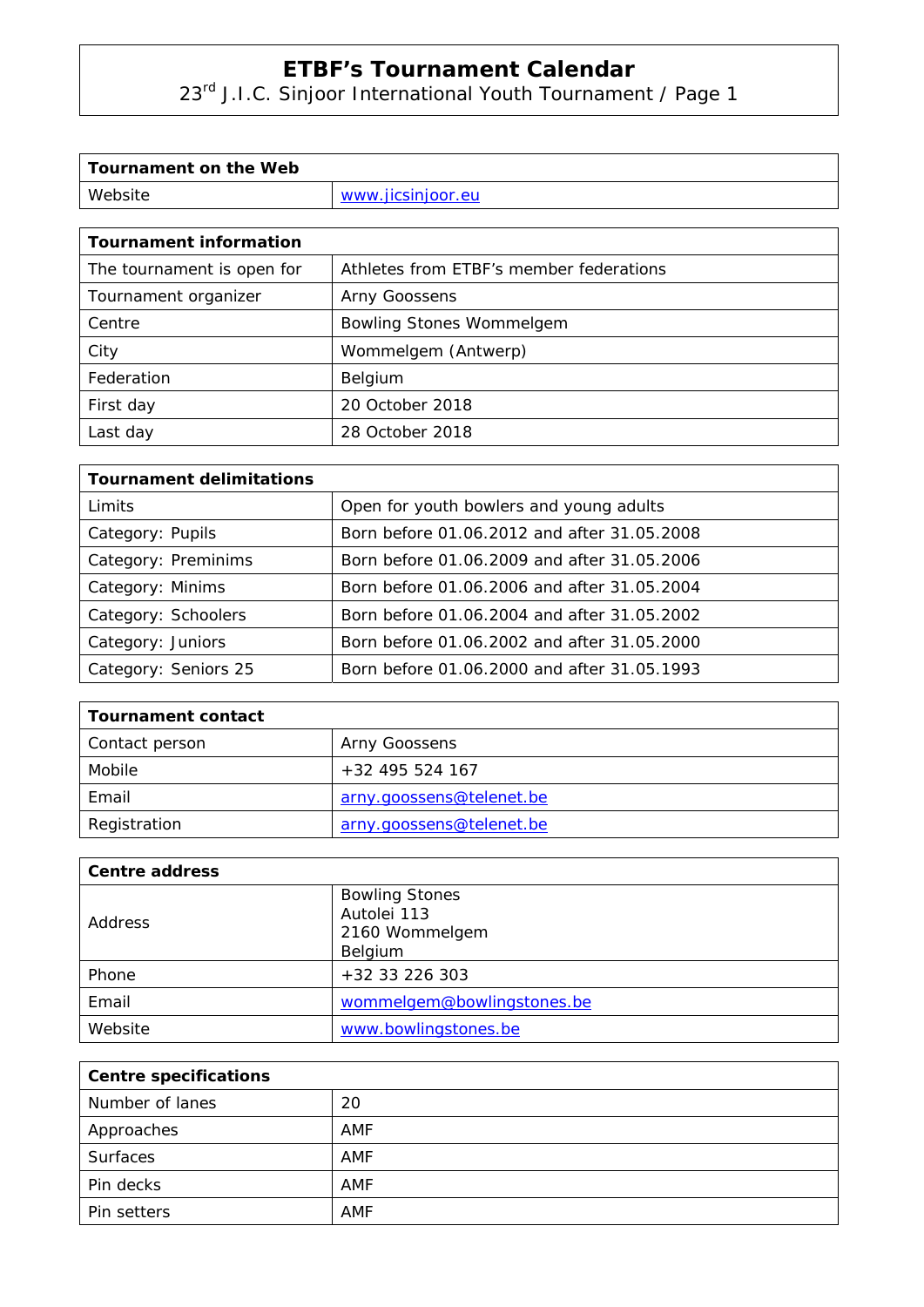# ETBF's Tournament Calendar

23rd J.I.C. Sinjoor International Youth Tournament / Page 1

| Tournament on the Web | |
|---|---|
| Website | www.jicsinjoor.eu |

| Tournament information | |
|---|---|
| The tournament is open for | Athletes from ETBF's member federations |
| Tournament organizer | Arny Goossens |
| Centre | Bowling Stones Wommelgem |
| City | Wommelgem (Antwerp) |
| Federation | Belgium |
| First day | 20 October 2018 |
| Last day | 28 October 2018 |

| Tournament delimitations | |
|---|---|
| Limits | Open for youth bowlers and young adults |
| Category: Pupils | Born before 01.06.2012 and after 31.05.2008 |
| Category: Preminims | Born before 01.06.2009 and after 31.05.2006 |
| Category: Minims | Born before 01.06.2006 and after 31.05.2004 |
| Category: Schoolers | Born before 01.06.2004 and after 31.05.2002 |
| Category: Juniors | Born before 01.06.2002 and after 31.05.2000 |
| Category: Seniors 25 | Born before 01.06.2000 and after 31.05.1993 |

| Tournament contact | |
|---|---|
| Contact person | Arny Goossens |
| Mobile | +32 495 524 167 |
| Email | arny.goossens@telenet.be |
| Registration | arny.goossens@telenet.be |

| Centre address | |
|---|---|
| Address | Bowling Stones<br>Autolei 113<br>2160 Wommelgem<br>Belgium |
| Phone | +32 33 226 303 |
| Email | wommelgem@bowlingstones.be |
| Website | www.bowlingstones.be |

| Centre specifications | |
|---|---|
| Number of lanes | 20 |
| Approaches | AMF |
| Surfaces | AMF |
| Pin decks | AMF |
| Pin setters | AMF |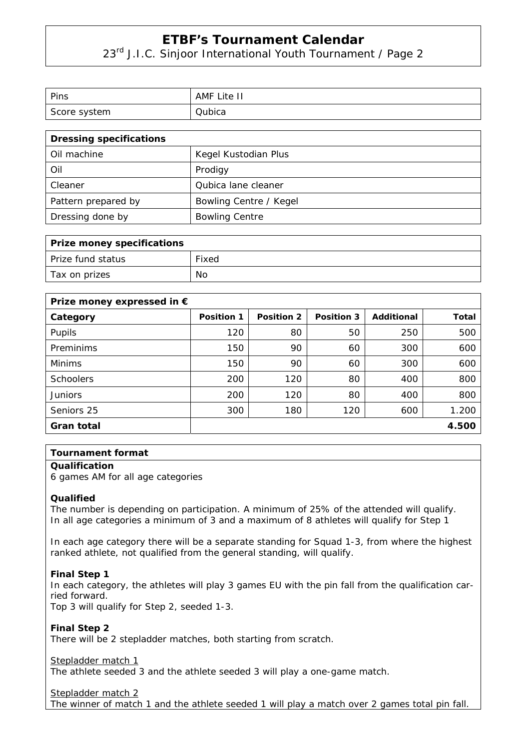| Pins | AMF Lite II |
|---|---|
| Score system | Qubica |

| Dressing specifications | |
|---|---|
| Oil machine | Kegel Kustodian Plus |
| Oil | Prodigy |
| Cleaner | Qubica lane cleaner |
| Pattern prepared by | Bowling Centre / Kegel |
| Dressing done by | Bowling Centre |

| Prize money specifications | |
|---|---|
| Prize fund status | Fixed |
| Tax on prizes | No |

| Prize money expressed in € | | | | | |
|---|---|---|---|---|---|
| **Category** | **Position 1** | **Position 2** | **Position 3** | **Additional** | **Total** |
| Pupils | 120 | 80 | 50 | 250 | 500 |
| Preminims | 150 | 90 | 60 | 300 | 600 |
| Minims | 150 | 90 | 60 | 300 | 600 |
| Schoolers | 200 | 120 | 80 | 400 | 800 |
| Juniors | 200 | 120 | 80 | 400 | 800 |
| Seniors 25 | 300 | 180 | 120 | 600 | 1.200 |
| **Gran total** | | | | | **4.500** |

**Tournament format**

**Qualification**
6 games AM for all age categories

**Qualified**
The number is depending on participation. A minimum of 25% of the attended will qualify.
In all age categories a minimum of 3 and a maximum of 8 athletes will qualify for Step 1

In each age category there will be a separate standing for Squad 1-3, from where the highest ranked athlete, not qualified from the general standing, will qualify.

**Final Step 1**
In each category, the athletes will play 3 games EU with the pin fall from the qualification carried forward.
Top 3 will qualify for Step 2, seeded 1-3.

**Final Step 2**
There will be 2 stepladder matches, both starting from scratch.

Stepladder match 1
The athlete seeded 3 and the athlete seeded 3 will play a one-game match.

Stepladder match 2
The winner of match 1 and the athlete seeded 1 will play a match over 2 games total pin fall.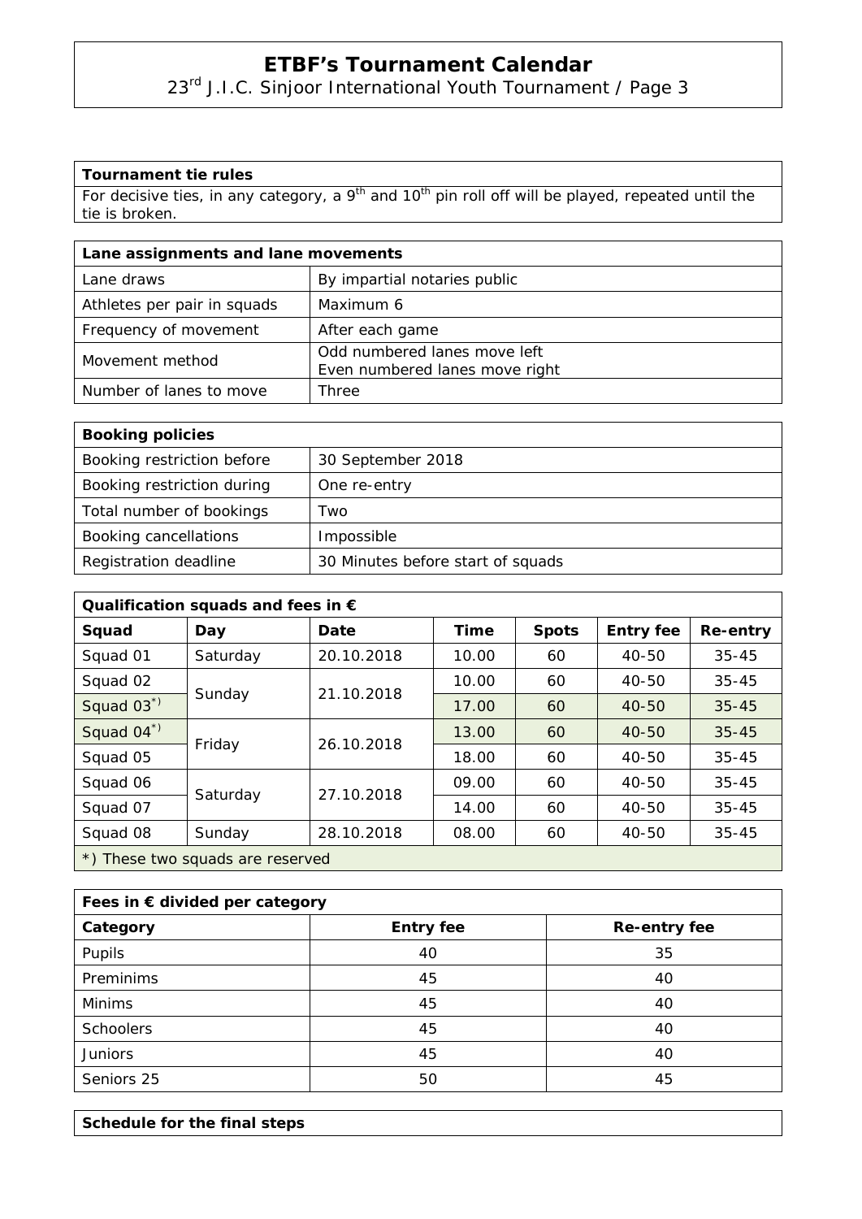**Tournament tie rules**

For decisive ties, in any category, a 9th and 10th pin roll off will be played, repeated until the tie is broken.

| Lane assignments and lane movements | |
|---|---|
| Lane draws | By impartial notaries public |
| Athletes per pair in squads | Maximum 6 |
| Frequency of movement | After each game |
| Movement method | Odd numbered lanes move left<br>Even numbered lanes move right |
| Number of lanes to move | Three |

| Booking policies | |
|---|---|
| Booking restriction before | 30 September 2018 |
| Booking restriction during | One re-entry |
| Total number of bookings | Two |
| Booking cancellations | Impossible |
| Registration deadline | 30 Minutes before start of squads |

**Qualification squads and fees in €**

| Squad | Day | Date | Time | Spots | Entry fee | Re-entry |
|---|---|---|---|---|---|---|
| Squad 01 | Saturday | 20.10.2018 | 10.00 | 60 | 40-50 | 35-45 |
| Squad 02 | Sunday | 21.10.2018 | 10.00 | 60 | 40-50 | 35-45 |
| Squad 03*) | | | 17.00 | 60 | 40-50 | 35-45 |
| Squad 04*) | Friday | 26.10.2018 | 13.00 | 60 | 40-50 | 35-45 |
| Squad 05 | | | 18.00 | 60 | 40-50 | 35-45 |
| Squad 06 | Saturday | 27.10.2018 | 09.00 | 60 | 40-50 | 35-45 |
| Squad 07 | | | 14.00 | 60 | 40-50 | 35-45 |
| Squad 08 | Sunday | 28.10.2018 | 08.00 | 60 | 40-50 | 35-45 |

*) These two squads are reserved

**Fees in € divided per category**

| Category | Entry fee | Re-entry fee |
|---|---|---|
| Pupils | 40 | 35 |
| Preminims | 45 | 40 |
| Minims | 45 | 40 |
| Schoolers | 45 | 40 |
| Juniors | 45 | 40 |
| Seniors 25 | 50 | 45 |

**Schedule for the final steps**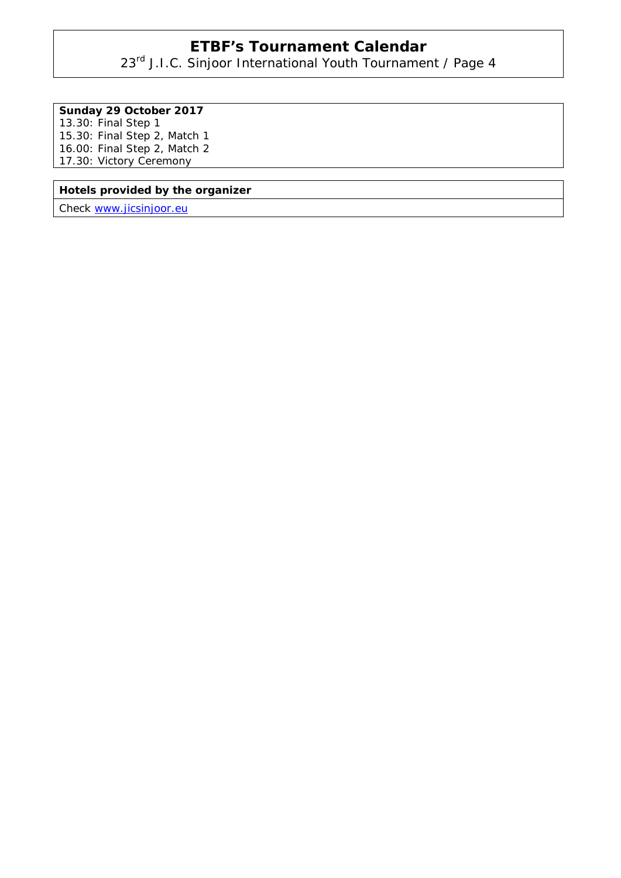**Sunday 29 October 2017**
13.30: Final Step 1
15.30: Final Step 2, Match 1
16.00: Final Step 2, Match 2
17.30: Victory Ceremony

**Hotels provided by the organizer**

Check www.jicsinjoor.eu